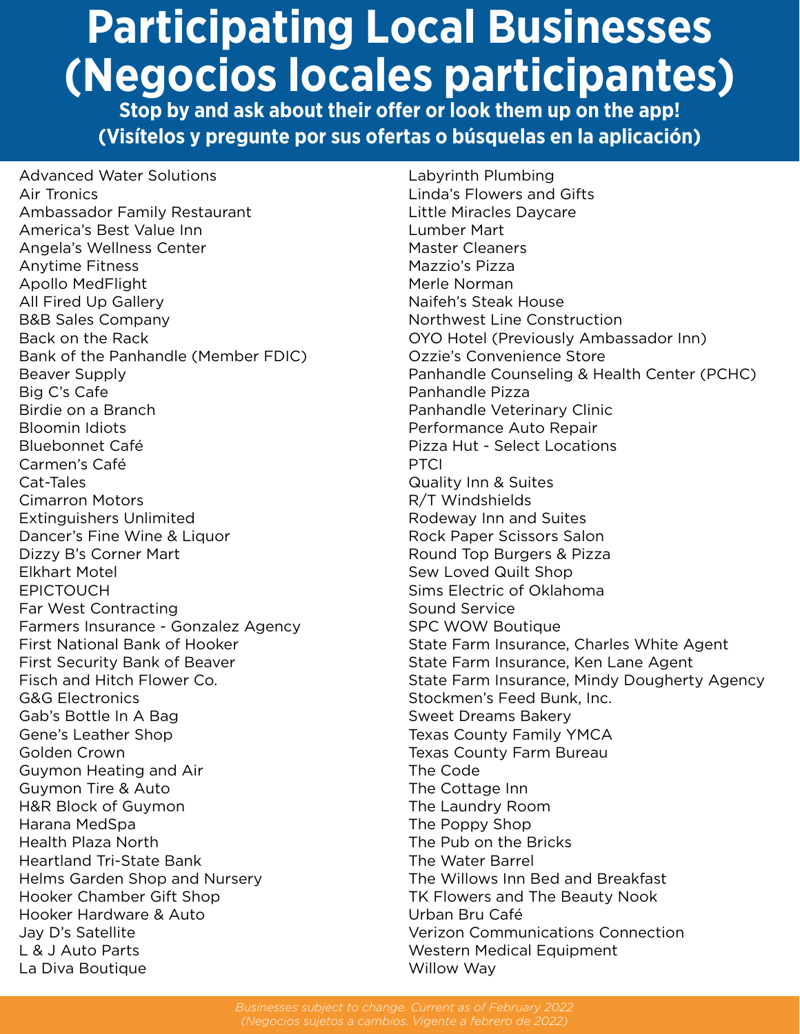# Participating Local Businesses (Negocios locales participantes)

**Stop by and ask about their offer or look them up on the app!**
**(Visítelos y pregunte por sus ofertas o búsquelas en la aplicación)**

- Advanced Water Solutions
- Air Tronics
- Ambassador Family Restaurant
- America's Best Value Inn
- Angela's Wellness Center
- Anytime Fitness
- Apollo MedFlight
- All Fired Up Gallery
- B&B Sales Company
- Back on the Rack
- Bank of the Panhandle (Member FDIC)
- Beaver Supply
- Big C's Cafe
- Birdie on a Branch
- Bloomin Idiots
- Bluebonnet Café
- Carmen's Café
- Cat-Tales
- Cimarron Motors
- Extinguishers Unlimited
- Dancer's Fine Wine & Liquor
- Dizzy B's Corner Mart
- Elkhart Motel
- EPICTOUCH
- Far West Contracting
- Farmers Insurance - Gonzalez Agency
- First National Bank of Hooker
- First Security Bank of Beaver
- Fisch and Hitch Flower Co.
- G&G Electronics
- Gab's Bottle In A Bag
- Gene's Leather Shop
- Golden Crown
- Guymon Heating and Air
- Guymon Tire & Auto
- H&R Block of Guymon
- Harana MedSpa
- Health Plaza North
- Heartland Tri-State Bank
- Helms Garden Shop and Nursery
- Hooker Chamber Gift Shop
- Hooker Hardware & Auto
- Jay D's Satellite
- L & J Auto Parts
- La Diva Boutique
- Labyrinth Plumbing
- Linda's Flowers and Gifts
- Little Miracles Daycare
- Lumber Mart
- Master Cleaners
- Mazzio's Pizza
- Merle Norman
- Naifeh's Steak House
- Northwest Line Construction
- OYO Hotel (Previously Ambassador Inn)
- Ozzie's Convenience Store
- Panhandle Counseling & Health Center (PCHC)
- Panhandle Pizza
- Panhandle Veterinary Clinic
- Performance Auto Repair
- Pizza Hut - Select Locations
- PTCI
- Quality Inn & Suites
- R/T Windshields
- Rodeway Inn and Suites
- Rock Paper Scissors Salon
- Round Top Burgers & Pizza
- Sew Loved Quilt Shop
- Sims Electric of Oklahoma
- Sound Service
- SPC WOW Boutique
- State Farm Insurance, Charles White Agent
- State Farm Insurance, Ken Lane Agent
- State Farm Insurance, Mindy Dougherty Agency
- Stockmen's Feed Bunk, Inc.
- Sweet Dreams Bakery
- Texas County Family YMCA
- Texas County Farm Bureau
- The Code
- The Cottage Inn
- The Laundry Room
- The Poppy Shop
- The Pub on the Bricks
- The Water Barrel
- The Willows Inn Bed and Breakfast
- TK Flowers and The Beauty Nook
- Urban Bru Café
- Verizon Communications Connection
- Western Medical Equipment
- Willow Way

*Businesses subject to change. Current as of February 2022*
*(Negocios sujetos a cambios. Vigente a febrero de 2022)*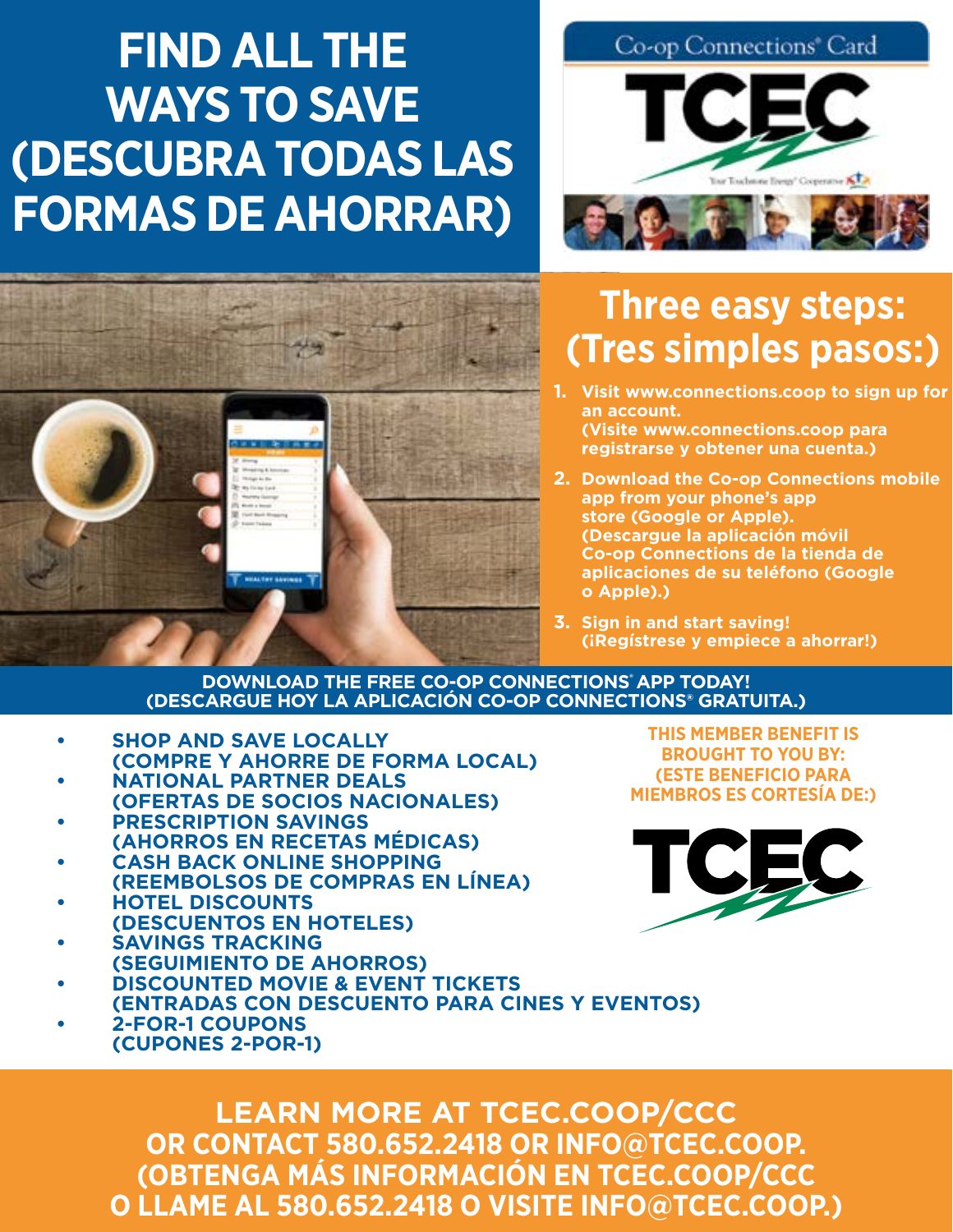# FIND ALL THE WAYS TO SAVE (DESCUBRA TODAS LAS FORMAS DE AHORRAR)

Co-op Connections® Card

TCEC

Your Touchstone Energy® Cooperative

## Three easy steps: (Tres simples pasos:)

1. **Visit www.connections.coop to sign up for an account. (Visite www.connections.coop para registrarse y obtener una cuenta.)**
2. **Download the Co-op Connections mobile app from your phone's app store (Google or Apple). (Descargue la aplicación móvil Co-op Connections de la tienda de aplicaciones de su teléfono (Google o Apple).)**
3. **Sign in and start saving! (¡Regístrese y empiece a ahorrar!)**

**DOWNLOAD THE FREE CO-OP CONNECTIONS® APP TODAY! (DESCARGUE HOY LA APLICACIÓN CO-OP CONNECTIONS® GRATUITA.)**

- **SHOP AND SAVE LOCALLY (COMPRE Y AHORRE DE FORMA LOCAL)**
- **NATIONAL PARTNER DEALS (OFERTAS DE SOCIOS NACIONALES)**
- **PRESCRIPTION SAVINGS (AHORROS EN RECETAS MÉDICAS)**
- **CASH BACK ONLINE SHOPPING (REEMBOLSOS DE COMPRAS EN LÍNEA)**
- **HOTEL DISCOUNTS (DESCUENTOS EN HOTELES)**
- **SAVINGS TRACKING (SEGUIMIENTO DE AHORROS)**
- **DISCOUNTED MOVIE & EVENT TICKETS (ENTRADAS CON DESCUENTO PARA CINES Y EVENTOS)**
- **2-FOR-1 COUPONS (CUPONES 2-POR-1)**

**THIS MEMBER BENEFIT IS BROUGHT TO YOU BY: (ESTE BENEFICIO PARA MIEMBROS ES CORTESÍA DE:)**

TCEC

**LEARN MORE AT TCEC.COOP/CCC OR CONTACT 580.652.2418 OR INFO@TCEC.COOP. (OBTENGA MÁS INFORMACIÓN EN TCEC.COOP/CCC O LLAME AL 580.652.2418 O VISITE INFO@TCEC.COOP.)**